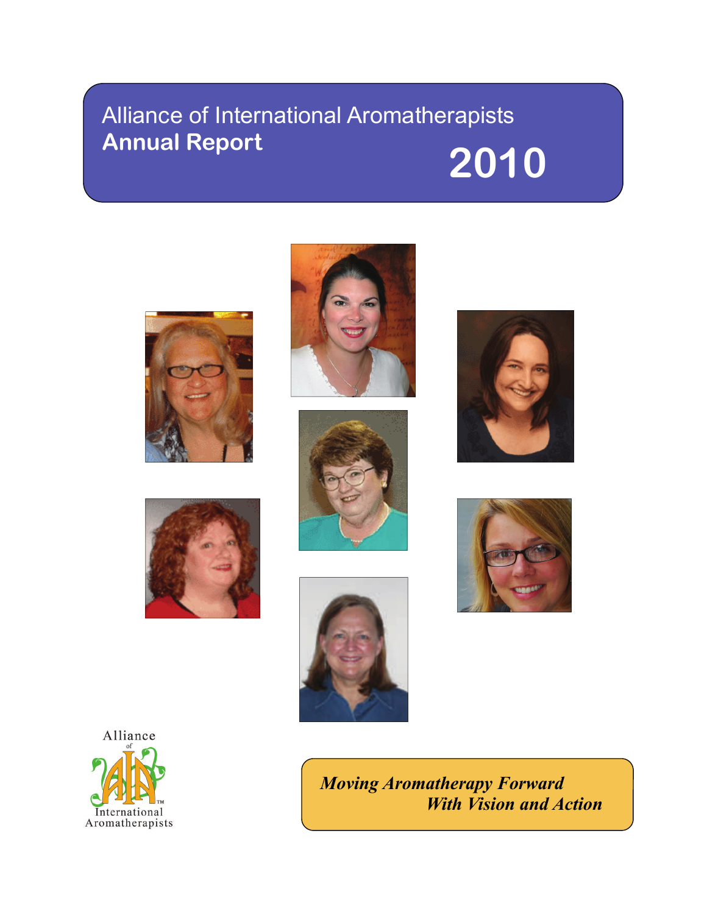# Alliance of International Aromatherapists
## Annual Report

# 2010

Alliance of International Aromatherapists

*Moving Aromatherapy Forward*
*With Vision and Action*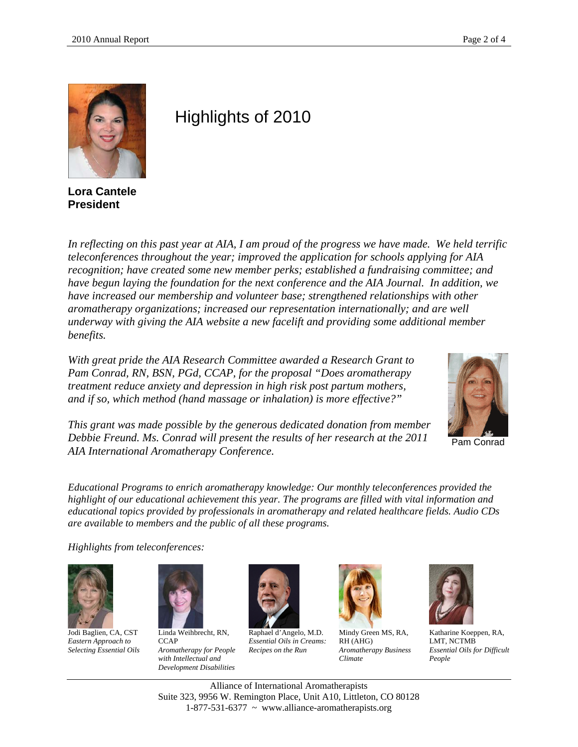# Highlights of 2010

**Lora Cantele**
**President**

*In reflecting on this past year at AIA, I am proud of the progress we have made. We held terrific teleconferences throughout the year; improved the application for schools applying for AIA recognition; have created some new member perks; established a fundraising committee; and have begun laying the foundation for the next conference and the AIA Journal. In addition, we have increased our membership and volunteer base; strengthened relationships with other aromatherapy organizations; increased our representation internationally; and are well underway with giving the AIA website a new facelift and providing some additional member benefits.*

*With great pride the AIA Research Committee awarded a Research Grant to Pam Conrad, RN, BSN, PGd, CCAP, for the proposal "Does aromatherapy treatment reduce anxiety and depression in high risk post partum mothers, and if so, which method (hand massage or inhalation) is more effective?"*

*This grant was made possible by the generous dedicated donation from member Debbie Freund. Ms. Conrad will present the results of her research at the 2011 AIA International Aromatherapy Conference.*

Pam Conrad

*Educational Programs to enrich aromatherapy knowledge: Our monthly teleconferences provided the highlight of our educational achievement this year. The programs are filled with vital information and educational topics provided by professionals in aromatherapy and related healthcare fields. Audio CDs are available to members and the public of all these programs.*

*Highlights from teleconferences:*

Jodi Baglien, CA, CST
*Eastern Approach to Selecting Essential Oils*

Linda Weihbrecht, RN, CCAP
*Aromatherapy for People with Intellectual and Development Disabilities*

Raphael d'Angelo, M.D.
*Essential Oils in Creams: Recipes on the Run*

Mindy Green MS, RA, RH (AHG)
*Aromatherapy Business Climate*

Katharine Koeppen, RA, LMT, NCTMB
*Essential Oils for Difficult People*

Alliance of International Aromatherapists
Suite 323, 9956 W. Remington Place, Unit A10, Littleton, CO 80128
1-877-531-6377 ~ www.alliance-aromatherapists.org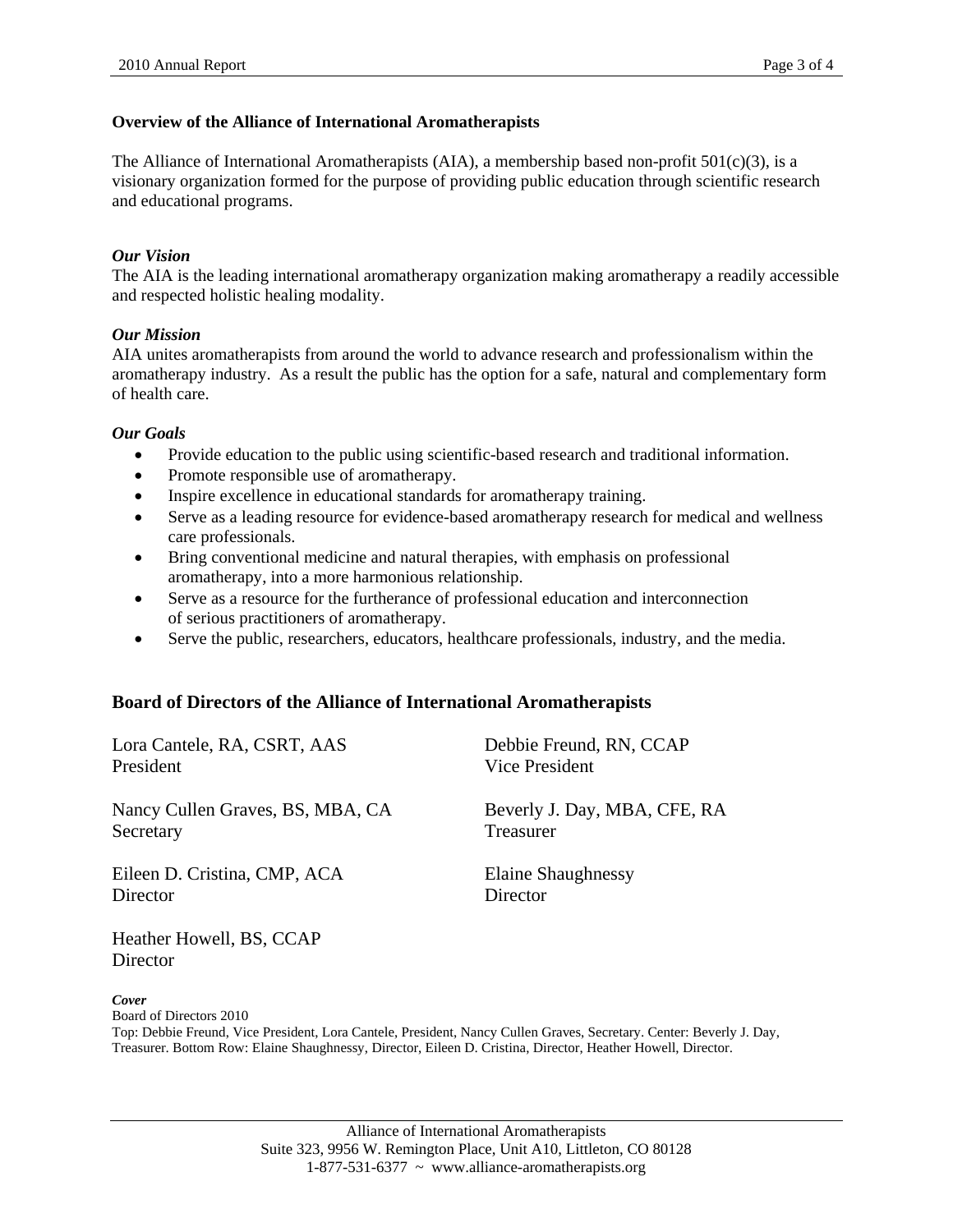### Overview of the Alliance of International Aromatherapists

The Alliance of International Aromatherapists (AIA), a membership based non-profit 501(c)(3), is a visionary organization formed for the purpose of providing public education through scientific research and educational programs.

***Our Vision***

The AIA is the leading international aromatherapy organization making aromatherapy a readily accessible and respected holistic healing modality.

***Our Mission***

AIA unites aromatherapists from around the world to advance research and professionalism within the aromatherapy industry. As a result the public has the option for a safe, natural and complementary form of health care.

***Our Goals***

- Provide education to the public using scientific-based research and traditional information.
- Promote responsible use of aromatherapy.
- Inspire excellence in educational standards for aromatherapy training.
- Serve as a leading resource for evidence-based aromatherapy research for medical and wellness care professionals.
- Bring conventional medicine and natural therapies, with emphasis on professional aromatherapy, into a more harmonious relationship.
- Serve as a resource for the furtherance of professional education and interconnection of serious practitioners of aromatherapy.
- Serve the public, researchers, educators, healthcare professionals, industry, and the media.

## Board of Directors of the Alliance of International Aromatherapists

Lora Cantele, RA, CSRT, AAS
President

Debbie Freund, RN, CCAP
Vice President

Nancy Cullen Graves, BS, MBA, CA
Secretary

Beverly J. Day, MBA, CFE, RA
Treasurer

Eileen D. Cristina, CMP, ACA
Director

Elaine Shaughnessy
Director

Heather Howell, BS, CCAP
Director

***Cover***
Board of Directors 2010
Top: Debbie Freund, Vice President, Lora Cantele, President, Nancy Cullen Graves, Secretary. Center: Beverly J. Day, Treasurer. Bottom Row: Elaine Shaughnessy, Director, Eileen D. Cristina, Director, Heather Howell, Director.

Alliance of International Aromatherapists
Suite 323, 9956 W. Remington Place, Unit A10, Littleton, CO 80128
1-877-531-6377 ~ www.alliance-aromatherapists.org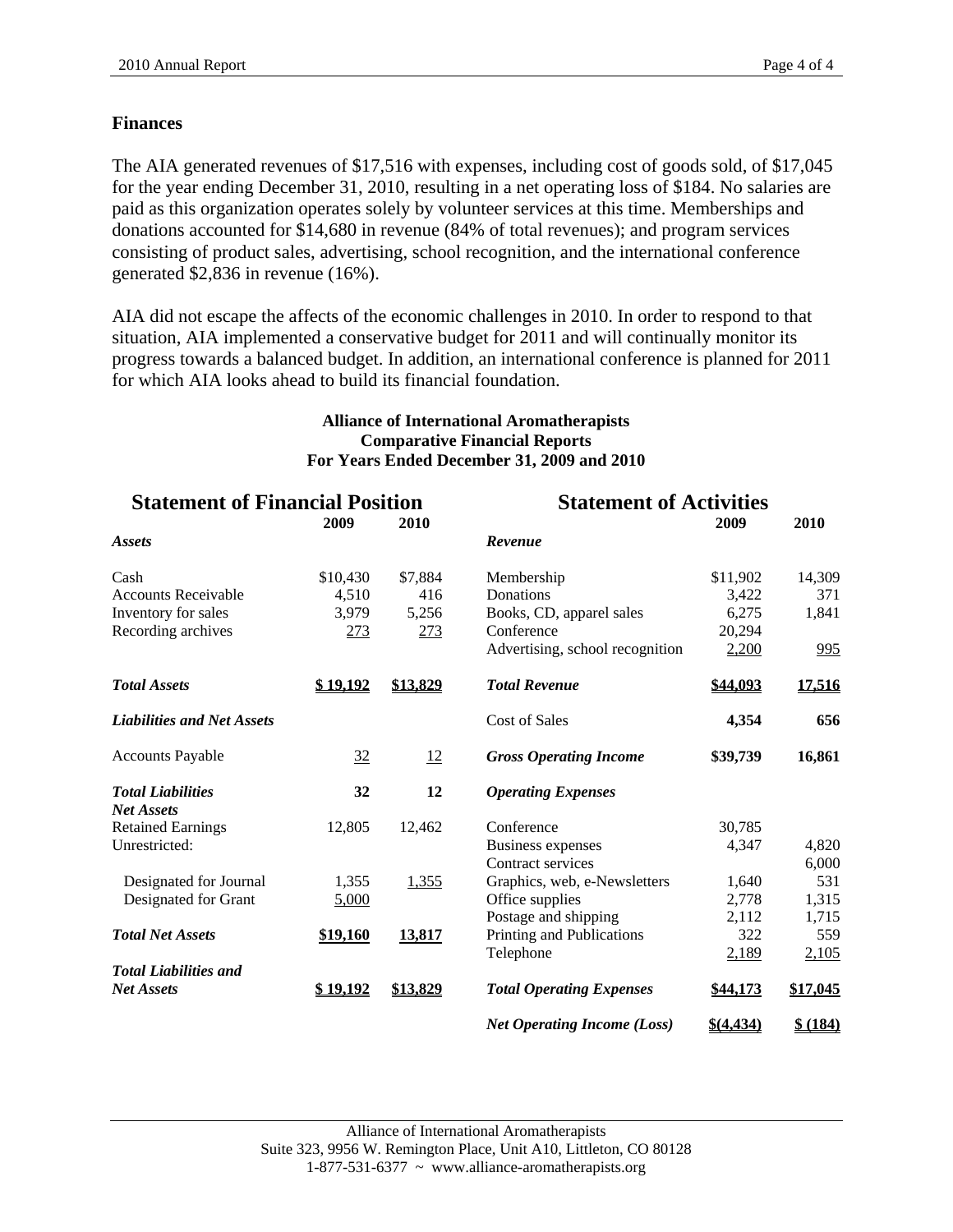## Finances

The AIA generated revenues of $17,516 with expenses, including cost of goods sold, of $17,045 for the year ending December 31, 2010, resulting in a net operating loss of $184. No salaries are paid as this organization operates solely by volunteer services at this time. Memberships and donations accounted for $14,680 in revenue (84% of total revenues); and program services consisting of product sales, advertising, school recognition, and the international conference generated $2,836 in revenue (16%).

AIA did not escape the affects of the economic challenges in 2010. In order to respond to that situation, AIA implemented a conservative budget for 2011 and will continually monitor its progress towards a balanced budget. In addition, an international conference is planned for 2011 for which AIA looks ahead to build its financial foundation.

**Alliance of International Aromatherapists**
**Comparative Financial Reports**
**For Years Ended December 31, 2009 and 2010**

### Statement of Financial Position

| | 2009 | 2010 |
|---|---|---|
| ***Assets*** | | |
| Cash | $10,430 | $7,884 |
| Accounts Receivable | 4,510 | 416 |
| Inventory for sales | 3,979 | 5,256 |
| Recording archives | 273 | 273 |
| ***Total Assets*** | **$ 19,192** | **$13,829** |
| ***Liabilities and Net Assets*** | | |
| Accounts Payable | 32 | 12 |
| ***Total Liabilities*** | **32** | **12** |
| ***Net Assets*** | | |
| Retained Earnings | 12,805 | 12,462 |
| Unrestricted: | | |
| Designated for Journal | 1,355 | 1,355 |
| Designated for Grant | 5,000 | |
| ***Total Net Assets*** | **$19,160** | **13,817** |
| ***Total Liabilities and Net Assets*** | **$ 19,192** | **$13,829** |

### Statement of Activities

| | 2009 | 2010 |
|---|---|---|
| ***Revenue*** | | |
| Membership | $11,902 | 14,309 |
| Donations | 3,422 | 371 |
| Books, CD, apparel sales | 6,275 | 1,841 |
| Conference | 20,294 | |
| Advertising, school recognition | 2,200 | 995 |
| ***Total Revenue*** | **$44,093** | **17,516** |
| Cost of Sales | **4,354** | **656** |
| ***Gross Operating Income*** | **$39,739** | **16,861** |
| ***Operating Expenses*** | | |
| Conference | 30,785 | |
| Business expenses | 4,347 | 4,820 |
| Contract services | | 6,000 |
| Graphics, web, e-Newsletters | 1,640 | 531 |
| Office supplies | 2,778 | 1,315 |
| Postage and shipping | 2,112 | 1,715 |
| Printing and Publications | 322 | 559 |
| Telephone | 2,189 | 2,105 |
| ***Total Operating Expenses*** | **$44,173** | **$17,045** |
| ***Net Operating Income (Loss)*** | **$(4,434)** | **$ (184)** |

Alliance of International Aromatherapists
Suite 323, 9956 W. Remington Place, Unit A10, Littleton, CO 80128
1-877-531-6377 ~ www.alliance-aromatherapists.org